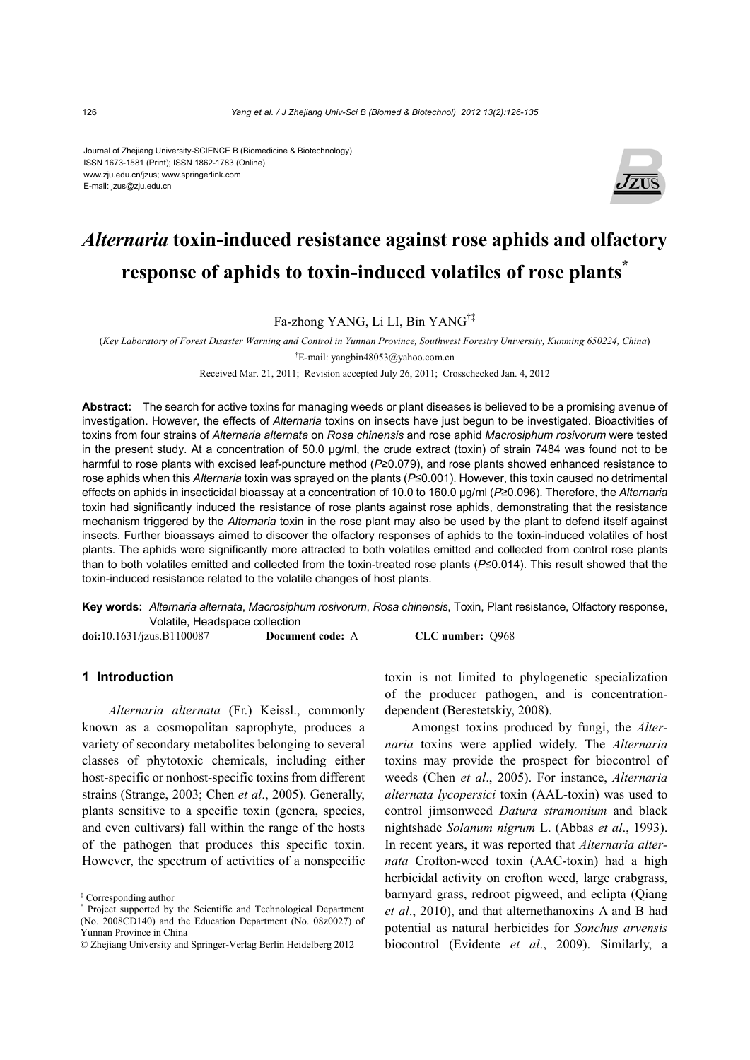Journal of Zhejiang University-SCIENCE B (Biomedicine & Biotechnology)
ISSN 1673-1581 (Print); ISSN 1862-1783 (Online)
www.zju.edu.cn/jzus; www.springerlink.com
E-mail: jzus@zju.edu.cn

# *Alternaria* toxin-induced resistance against rose aphids and olfactory response of aphids to toxin-induced volatiles of rose plants*

Fa-zhong YANG, Li LI, Bin YANG[†‡]

(*Key Laboratory of Forest Disaster Warning and Control in Yunnan Province, Southwest Forestry University, Kunming 650224, China*)

[†]E-mail: yangbin48053@yahoo.com.cn

Received Mar. 21, 2011; Revision accepted July 26, 2011; Crosschecked Jan. 4, 2012

**Abstract:** The search for active toxins for managing weeds or plant diseases is believed to be a promising avenue of investigation. However, the effects of *Alternaria* toxins on insects have just begun to be investigated. Bioactivities of toxins from four strains of *Alternaria alternata* on *Rosa chinensis* and rose aphid *Macrosiphum rosivorum* were tested in the present study. At a concentration of 50.0 μg/ml, the crude extract (toxin) of strain 7484 was found not to be harmful to rose plants with excised leaf-puncture method ($P≥0.079$), and rose plants showed enhanced resistance to rose aphids when this *Alternaria* toxin was sprayed on the plants ($P≤0.001$). However, this toxin caused no detrimental effects on aphids in insecticidal bioassay at a concentration of 10.0 to 160.0 μg/ml ($P≥0.096$). Therefore, the *Alternaria* toxin had significantly induced the resistance of rose plants against rose aphids, demonstrating that the resistance mechanism triggered by the *Alternaria* toxin in the rose plant may also be used by the plant to defend itself against insects. Further bioassays aimed to discover the olfactory responses of aphids to the toxin-induced volatiles of host plants. The aphids were significantly more attracted to both volatiles emitted and collected from control rose plants than to both volatiles emitted and collected from the toxin-treated rose plants ($P≤0.014$). This result showed that the toxin-induced resistance related to the volatile changes of host plants.

**Key words:** *Alternaria alternata*, *Macrosiphum rosivorum*, *Rosa chinensis*, Toxin, Plant resistance, Olfactory response, Volatile, Headspace collection

**doi:**10.1631/jzus.B1100087 **Document code:** A **CLC number:** Q968

## 1 Introduction

*Alternaria alternata* (Fr.) Keissl., commonly known as a cosmopolitan saprophyte, produces a variety of secondary metabolites belonging to several classes of phytotoxic chemicals, including either host-specific or nonhost-specific toxins from different strains (Strange, 2003; Chen *et al*., 2005). Generally, plants sensitive to a specific toxin (genera, species, and even cultivars) fall within the range of the hosts of the pathogen that produces this specific toxin. However, the spectrum of activities of a nonspecific toxin is not limited to phylogenetic specialization of the producer pathogen, and is concentration-dependent (Berestetskiy, 2008).

Amongst toxins produced by fungi, the *Alternaria* toxins were applied widely. The *Alternaria* toxins may provide the prospect for biocontrol of weeds (Chen *et al*., 2005). For instance, *Alternaria alternata lycopersici* toxin (AAL-toxin) was used to control jimsonweed *Datura stramonium* and black nightshade *Solanum nigrum* L. (Abbas *et al*., 1993). In recent years, it was reported that *Alternaria alternata* Crofton-weed toxin (AAC-toxin) had a high herbicidal activity on crofton weed, large crabgrass, barnyard grass, redroot pigweed, and eclipta (Qiang *et al*., 2010), and that alternethanoxins A and B had potential as natural herbicides for *Sonchus arvensis* biocontrol (Evidente *et al*., 2009). Similarly, a

---

[‡] Corresponding author

[*] Project supported by the Scientific and Technological Department (No. 2008CD140) and the Education Department (No. 08z0027) of Yunnan Province in China

© Zhejiang University and Springer-Verlag Berlin Heidelberg 2012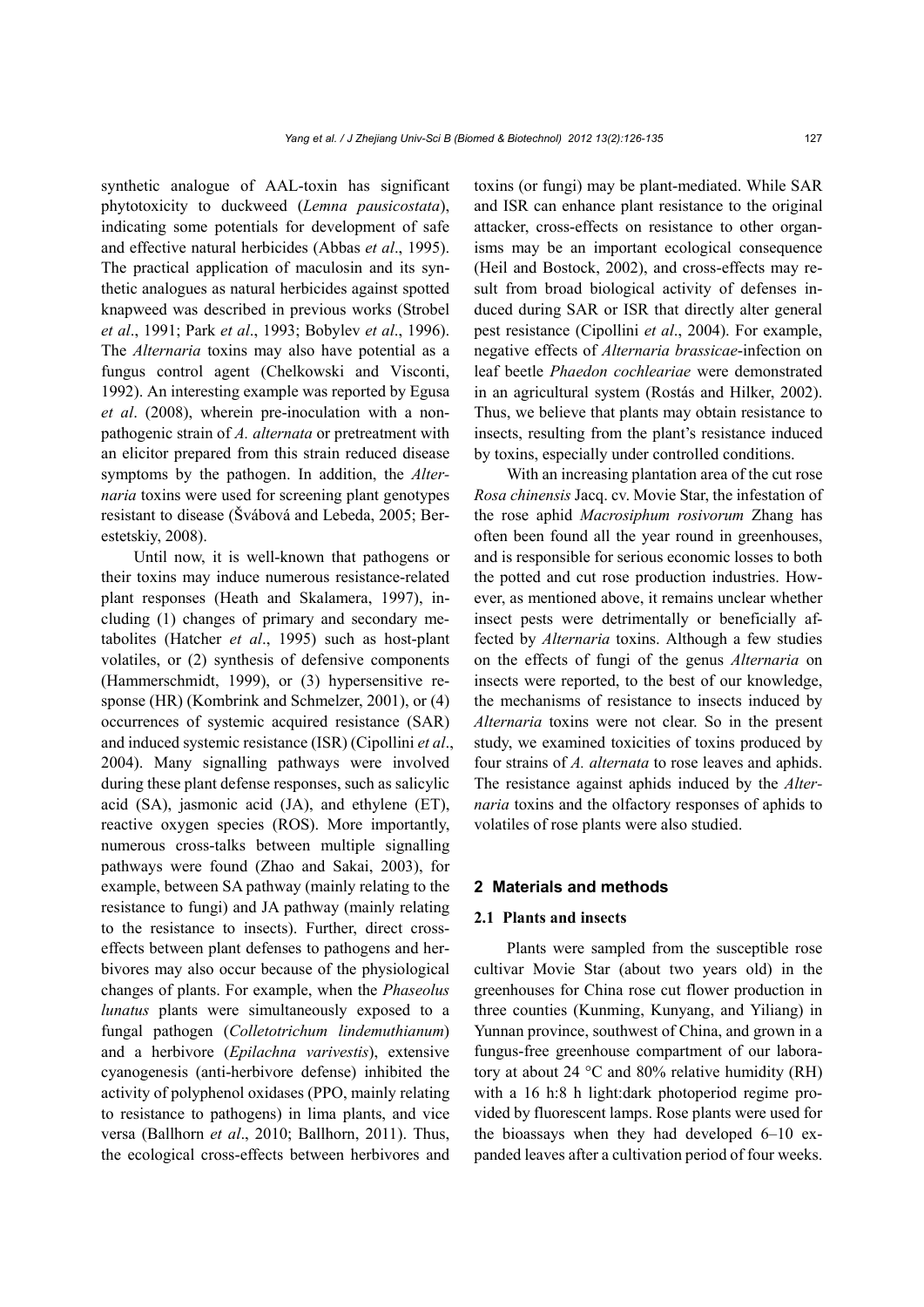synthetic analogue of AAL-toxin has significant phytotoxicity to duckweed (*Lemna pausicostata*), indicating some potentials for development of safe and effective natural herbicides (Abbas *et al*., 1995). The practical application of maculosin and its synthetic analogues as natural herbicides against spotted knapweed was described in previous works (Strobel *et al*., 1991; Park *et al*., 1993; Bobylev *et al*., 1996). The *Alternaria* toxins may also have potential as a fungus control agent (Chelkowski and Visconti, 1992). An interesting example was reported by Egusa *et al*. (2008), wherein pre-inoculation with a non-pathogenic strain of *A. alternata* or pretreatment with an elicitor prepared from this strain reduced disease symptoms by the pathogen. In addition, the *Alternaria* toxins were used for screening plant genotypes resistant to disease (Švábová and Lebeda, 2005; Berestetskiy, 2008).

Until now, it is well-known that pathogens or their toxins may induce numerous resistance-related plant responses (Heath and Skalamera, 1997), including (1) changes of primary and secondary metabolites (Hatcher *et al*., 1995) such as host-plant volatiles, or (2) synthesis of defensive components (Hammerschmidt, 1999), or (3) hypersensitive response (HR) (Kombrink and Schmelzer, 2001), or (4) occurrences of systemic acquired resistance (SAR) and induced systemic resistance (ISR) (Cipollini *et al*., 2004). Many signalling pathways were involved during these plant defense responses, such as salicylic acid (SA), jasmonic acid (JA), and ethylene (ET), reactive oxygen species (ROS). More importantly, numerous cross-talks between multiple signalling pathways were found (Zhao and Sakai, 2003), for example, between SA pathway (mainly relating to the resistance to fungi) and JA pathway (mainly relating to the resistance to insects). Further, direct cross-effects between plant defenses to pathogens and herbivores may also occur because of the physiological changes of plants. For example, when the *Phaseolus lunatus* plants were simultaneously exposed to a fungal pathogen (*Colletotrichum lindemuthianum*) and a herbivore (*Epilachna varivestis*), extensive cyanogenesis (anti-herbivore defense) inhibited the activity of polyphenol oxidases (PPO, mainly relating to resistance to pathogens) in lima plants, and vice versa (Ballhorn *et al*., 2010; Ballhorn, 2011). Thus, the ecological cross-effects between herbivores and toxins (or fungi) may be plant-mediated. While SAR and ISR can enhance plant resistance to the original attacker, cross-effects on resistance to other organisms may be an important ecological consequence (Heil and Bostock, 2002), and cross-effects may result from broad biological activity of defenses induced during SAR or ISR that directly alter general pest resistance (Cipollini *et al*., 2004). For example, negative effects of *Alternaria brassicae*-infection on leaf beetle *Phaedon cochleariae* were demonstrated in an agricultural system (Rostás and Hilker, 2002). Thus, we believe that plants may obtain resistance to insects, resulting from the plant's resistance induced by toxins, especially under controlled conditions.

With an increasing plantation area of the cut rose *Rosa chinensis* Jacq. cv. Movie Star, the infestation of the rose aphid *Macrosiphum rosivorum* Zhang has often been found all the year round in greenhouses, and is responsible for serious economic losses to both the potted and cut rose production industries. However, as mentioned above, it remains unclear whether insect pests were detrimentally or beneficially affected by *Alternaria* toxins. Although a few studies on the effects of fungi of the genus *Alternaria* on insects were reported, to the best of our knowledge, the mechanisms of resistance to insects induced by *Alternaria* toxins were not clear. So in the present study, we examined toxicities of toxins produced by four strains of *A. alternata* to rose leaves and aphids. The resistance against aphids induced by the *Alternaria* toxins and the olfactory responses of aphids to volatiles of rose plants were also studied.

## 2 Materials and methods

### 2.1 Plants and insects

Plants were sampled from the susceptible rose cultivar Movie Star (about two years old) in the greenhouses for China rose cut flower production in three counties (Kunming, Kunyang, and Yiliang) in Yunnan province, southwest of China, and grown in a fungus-free greenhouse compartment of our laboratory at about 24 °C and 80% relative humidity (RH) with a 16 h:8 h light:dark photoperiod regime provided by fluorescent lamps. Rose plants were used for the bioassays when they had developed 6–10 expanded leaves after a cultivation period of four weeks.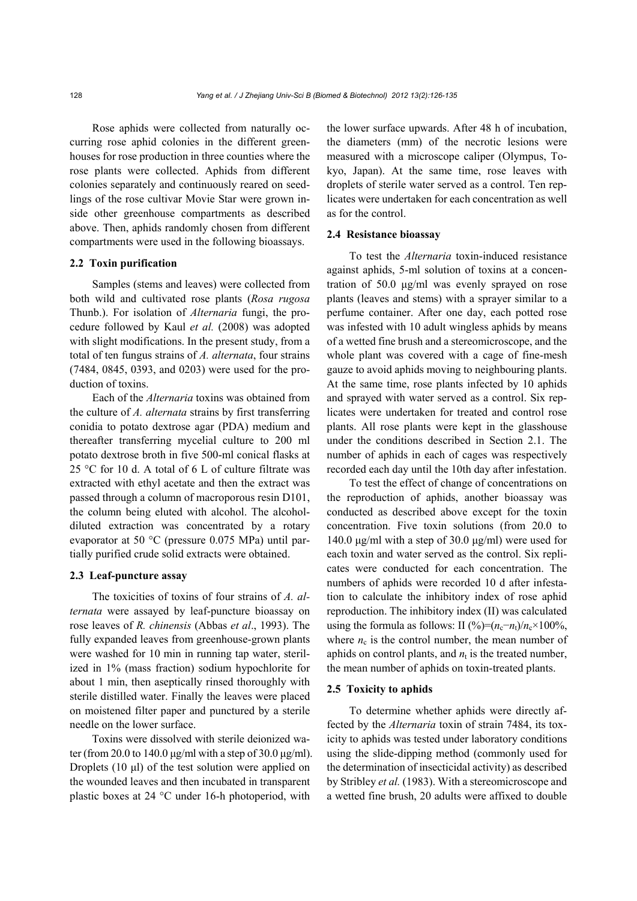Rose aphids were collected from naturally occurring rose aphid colonies in the different greenhouses for rose production in three counties where the rose plants were collected. Aphids from different colonies separately and continuously reared on seedlings of the rose cultivar Movie Star were grown inside other greenhouse compartments as described above. Then, aphids randomly chosen from different compartments were used in the following bioassays.

### 2.2 Toxin purification

Samples (stems and leaves) were collected from both wild and cultivated rose plants (*Rosa rugosa* Thunb.). For isolation of *Alternaria* fungi, the procedure followed by Kaul *et al.* (2008) was adopted with slight modifications. In the present study, from a total of ten fungus strains of *A. alternata*, four strains (7484, 0845, 0393, and 0203) were used for the production of toxins.

Each of the *Alternaria* toxins was obtained from the culture of *A. alternata* strains by first transferring conidia to potato dextrose agar (PDA) medium and thereafter transferring mycelial culture to 200 ml potato dextrose broth in five 500-ml conical flasks at 25 °C for 10 d. A total of 6 L of culture filtrate was extracted with ethyl acetate and then the extract was passed through a column of macroporous resin D101, the column being eluted with alcohol. The alcohol-diluted extraction was concentrated by a rotary evaporator at 50 °C (pressure 0.075 MPa) until partially purified crude solid extracts were obtained.

### 2.3 Leaf-puncture assay

The toxicities of toxins of four strains of *A. alternata* were assayed by leaf-puncture bioassay on rose leaves of *R. chinensis* (Abbas *et al*., 1993). The fully expanded leaves from greenhouse-grown plants were washed for 10 min in running tap water, sterilized in 1% (mass fraction) sodium hypochlorite for about 1 min, then aseptically rinsed thoroughly with sterile distilled water. Finally the leaves were placed on moistened filter paper and punctured by a sterile needle on the lower surface.

Toxins were dissolved with sterile deionized water (from 20.0 to 140.0 μg/ml with a step of 30.0 μg/ml). Droplets (10 μl) of the test solution were applied on the wounded leaves and then incubated in transparent plastic boxes at 24 °C under 16-h photoperiod, with the lower surface upwards. After 48 h of incubation, the diameters (mm) of the necrotic lesions were measured with a microscope caliper (Olympus, Tokyo, Japan). At the same time, rose leaves with droplets of sterile water served as a control. Ten replicates were undertaken for each concentration as well as for the control.

### 2.4 Resistance bioassay

To test the *Alternaria* toxin-induced resistance against aphids, 5-ml solution of toxins at a concentration of 50.0 μg/ml was evenly sprayed on rose plants (leaves and stems) with a sprayer similar to a perfume container. After one day, each potted rose was infested with 10 adult wingless aphids by means of a wetted fine brush and a stereomicroscope, and the whole plant was covered with a cage of fine-mesh gauze to avoid aphids moving to neighbouring plants. At the same time, rose plants infected by 10 aphids and sprayed with water served as a control. Six replicates were undertaken for treated and control rose plants. All rose plants were kept in the glasshouse under the conditions described in Section 2.1. The number of aphids in each of cages was respectively recorded each day until the 10th day after infestation.

To test the effect of change of concentrations on the reproduction of aphids, another bioassay was conducted as described above except for the toxin concentration. Five toxin solutions (from 20.0 to 140.0 μg/ml with a step of 30.0 μg/ml) were used for each toxin and water served as the control. Six replicates were conducted for each concentration. The numbers of aphids were recorded 10 d after infestation to calculate the inhibitory index of rose aphid reproduction. The inhibitory index (II) was calculated using the formula as follows: II (%)=$(n_c-n_t)/n_c\times100\%$, where $n_c$ is the control number, the mean number of aphids on control plants, and $n_t$ is the treated number, the mean number of aphids on toxin-treated plants.

### 2.5 Toxicity to aphids

To determine whether aphids were directly affected by the *Alternaria* toxin of strain 7484, its toxicity to aphids was tested under laboratory conditions using the slide-dipping method (commonly used for the determination of insecticidal activity) as described by Stribley *et al.* (1983). With a stereomicroscope and a wetted fine brush, 20 adults were affixed to double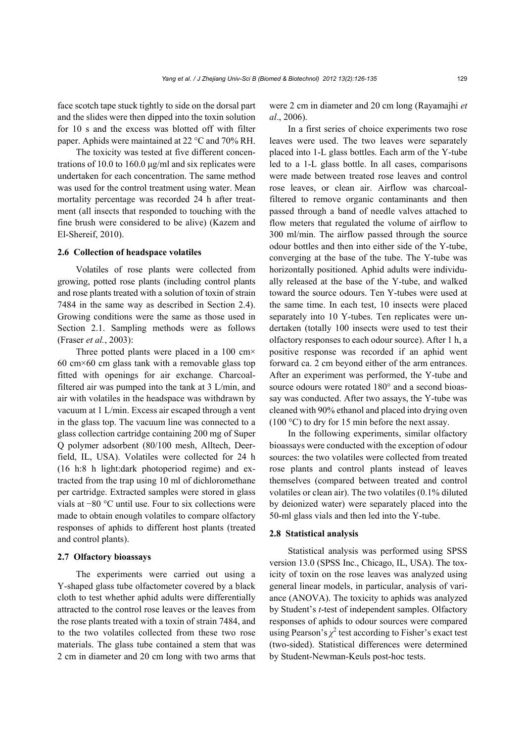face scotch tape stuck tightly to side on the dorsal part and the slides were then dipped into the toxin solution for 10 s and the excess was blotted off with filter paper. Aphids were maintained at 22 °C and 70% RH.

The toxicity was tested at five different concentrations of 10.0 to 160.0 μg/ml and six replicates were undertaken for each concentration. The same method was used for the control treatment using water. Mean mortality percentage was recorded 24 h after treatment (all insects that responded to touching with the fine brush were considered to be alive) (Kazem and El-Shereif, 2010).

### 2.6 Collection of headspace volatiles

Volatiles of rose plants were collected from growing, potted rose plants (including control plants and rose plants treated with a solution of toxin of strain 7484 in the same way as described in Section 2.4). Growing conditions were the same as those used in Section 2.1. Sampling methods were as follows (Fraser *et al.*, 2003):

Three potted plants were placed in a 100 cm×60 cm×60 cm glass tank with a removable glass top fitted with openings for air exchange. Charcoal-filtered air was pumped into the tank at 3 L/min, and air with volatiles in the headspace was withdrawn by vacuum at 1 L/min. Excess air escaped through a vent in the glass top. The vacuum line was connected to a glass collection cartridge containing 200 mg of Super Q polymer adsorbent (80/100 mesh, Alltech, Deerfield, IL, USA). Volatiles were collected for 24 h (16 h:8 h light:dark photoperiod regime) and extracted from the trap using 10 ml of dichloromethane per cartridge. Extracted samples were stored in glass vials at −80 °C until use. Four to six collections were made to obtain enough volatiles to compare olfactory responses of aphids to different host plants (treated and control plants).

### 2.7 Olfactory bioassays

The experiments were carried out using a Y-shaped glass tube olfactometer covered by a black cloth to test whether aphid adults were differentially attracted to the control rose leaves or the leaves from the rose plants treated with a toxin of strain 7484, and to the two volatiles collected from these two rose materials. The glass tube contained a stem that was 2 cm in diameter and 20 cm long with two arms that were 2 cm in diameter and 20 cm long (Rayamajhi *et al*., 2006).

In a first series of choice experiments two rose leaves were used. The two leaves were separately placed into 1-L glass bottles. Each arm of the Y-tube led to a 1-L glass bottle. In all cases, comparisons were made between treated rose leaves and control rose leaves, or clean air. Airflow was charcoal-filtered to remove organic contaminants and then passed through a band of needle valves attached to flow meters that regulated the volume of airflow to 300 ml/min. The airflow passed through the source odour bottles and then into either side of the Y-tube, converging at the base of the tube. The Y-tube was horizontally positioned. Aphid adults were individually released at the base of the Y-tube, and walked toward the source odours. Ten Y-tubes were used at the same time. In each test, 10 insects were placed separately into 10 Y-tubes. Ten replicates were undertaken (totally 100 insects were used to test their olfactory responses to each odour source). After 1 h, a positive response was recorded if an aphid went forward ca. 2 cm beyond either of the arm entrances. After an experiment was performed, the Y-tube and source odours were rotated 180° and a second bioassay was conducted. After two assays, the Y-tube was cleaned with 90% ethanol and placed into drying oven (100 °C) to dry for 15 min before the next assay.

In the following experiments, similar olfactory bioassays were conducted with the exception of odour sources: the two volatiles were collected from treated rose plants and control plants instead of leaves themselves (compared between treated and control volatiles or clean air). The two volatiles (0.1% diluted by deionized water) were separately placed into the 50-ml glass vials and then led into the Y-tube.

### 2.8 Statistical analysis

Statistical analysis was performed using SPSS version 13.0 (SPSS Inc., Chicago, IL, USA). The toxicity of toxin on the rose leaves was analyzed using general linear models, in particular, analysis of variance (ANOVA). The toxicity to aphids was analyzed by Student's *t*-test of independent samples. Olfactory responses of aphids to odour sources were compared using Pearson's $\chi^2$ test according to Fisher's exact test (two-sided). Statistical differences were determined by Student-Newman-Keuls post-hoc tests.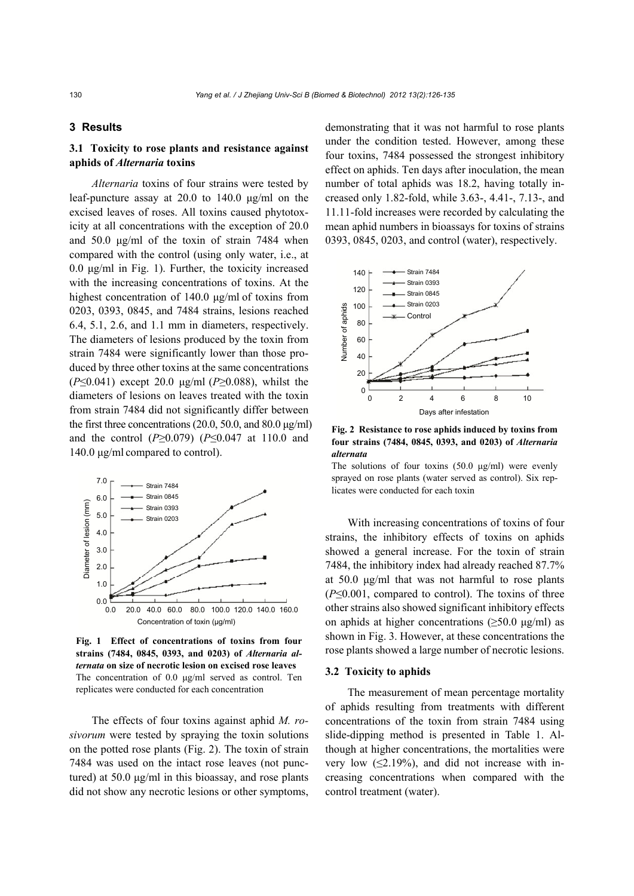## 3 Results

### 3.1 Toxicity to rose plants and resistance against aphids of *Alternaria* toxins

*Alternaria* toxins of four strains were tested by leaf-puncture assay at 20.0 to 140.0 μg/ml on the excised leaves of roses. All toxins caused phytotoxicity at all concentrations with the exception of 20.0 and 50.0 μg/ml of the toxin of strain 7484 when compared with the control (using only water, i.e., at 0.0 μg/ml in Fig. 1). Further, the toxicity increased with the increasing concentrations of toxins. At the highest concentration of 140.0 μg/ml of toxins from 0203, 0393, 0845, and 7484 strains, lesions reached 6.4, 5.1, 2.6, and 1.1 mm in diameters, respectively. The diameters of lesions produced by the toxin from strain 7484 were significantly lower than those produced by three other toxins at the same concentrations ($P \leq 0.041$) except 20.0 μg/ml ($P \geq 0.088$), whilst the diameters of lesions on leaves treated with the toxin from strain 7484 did not significantly differ between the first three concentrations (20.0, 50.0, and 80.0 μg/ml) and the control ($P \geq 0.079$) ($P \leq 0.047$ at 110.0 and 140.0 μg/ml compared to control).

**Fig. 1 Effect of concentrations of toxins from four strains (7484, 0845, 0393, and 0203) of *Alternaria alternata* on size of necrotic lesion on excised rose leaves**
The concentration of 0.0 μg/ml served as control. Ten replicates were conducted for each concentration

The effects of four toxins against aphid *M. rosivorum* were tested by spraying the toxin solutions on the potted rose plants (Fig. 2). The toxin of strain 7484 was used on the intact rose leaves (not punctured) at 50.0 μg/ml in this bioassay, and rose plants did not show any necrotic lesions or other symptoms, demonstrating that it was not harmful to rose plants under the condition tested. However, among these four toxins, 7484 possessed the strongest inhibitory effect on aphids. Ten days after inoculation, the mean number of total aphids was 18.2, having totally increased only 1.82-fold, while 3.63-, 4.41-, 7.13-, and 11.11-fold increases were recorded by calculating the mean aphid numbers in bioassays for toxins of strains 0393, 0845, 0203, and control (water), respectively.

**Fig. 2 Resistance to rose aphids induced by toxins from four strains (7484, 0845, 0393, and 0203) of *Alternaria alternata***
The solutions of four toxins (50.0 μg/ml) were evenly sprayed on rose plants (water served as control). Six replicates were conducted for each toxin

With increasing concentrations of toxins of four strains, the inhibitory effects of toxins on aphids showed a general increase. For the toxin of strain 7484, the inhibitory index had already reached 87.7% at 50.0 μg/ml that was not harmful to rose plants ($P \leq 0.001$, compared to control). The toxins of three other strains also showed significant inhibitory effects on aphids at higher concentrations (≥50.0 μg/ml) as shown in Fig. 3. However, at these concentrations the rose plants showed a large number of necrotic lesions.

### 3.2 Toxicity to aphids

The measurement of mean percentage mortality of aphids resulting from treatments with different concentrations of the toxin from strain 7484 using slide-dipping method is presented in Table 1. Although at higher concentrations, the mortalities were very low (≤2.19%), and did not increase with increasing concentrations when compared with the control treatment (water).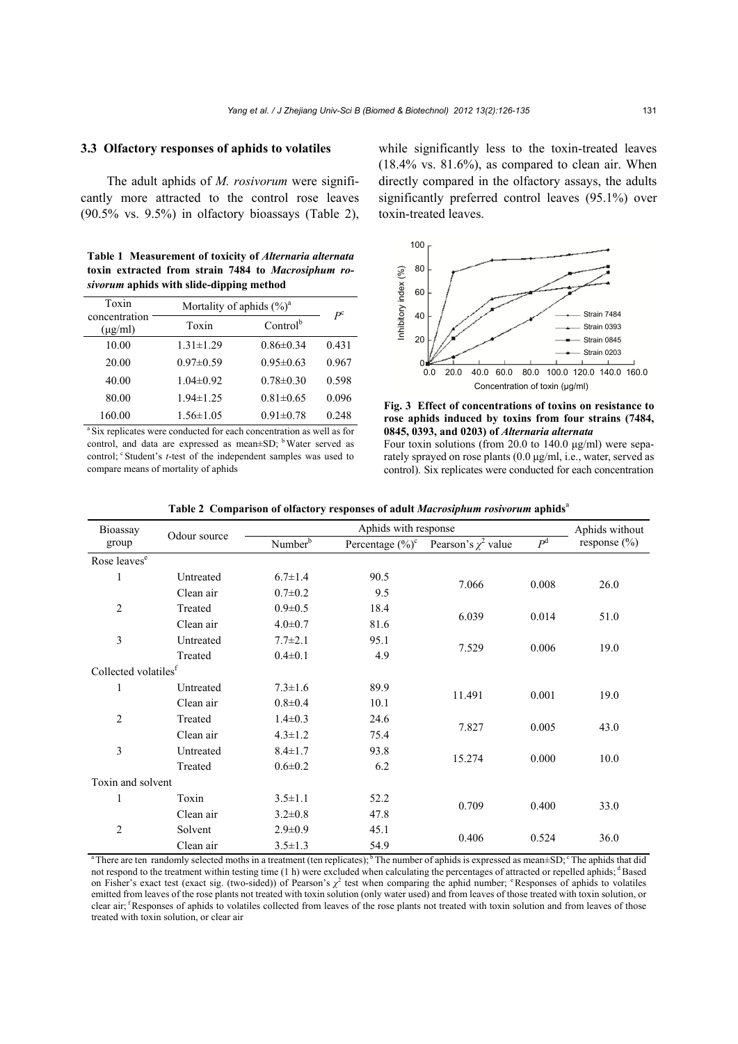### 3.3 Olfactory responses of aphids to volatiles

The adult aphids of *M. rosivorum* were significantly more attracted to the control rose leaves (90.5% vs. 9.5%) in olfactory bioassays (Table 2), while significantly less to the toxin-treated leaves (18.4% vs. 81.6%), as compared to clean air. When directly compared in the olfactory assays, the adults significantly preferred control leaves (95.1%) over toxin-treated leaves.

**Table 1 Measurement of toxicity of *Alternaria alternata* toxin extracted from strain 7484 to *Macrosiphum rosivorum* aphids with slide-dipping method**

| Toxin concentration (μg/ml) | Mortality of aphids (%)[a] | | $P$[c] |
|---|---|---|---|
| | Toxin | Control[b] | |
| 10.00 | 1.31±1.29 | 0.86±0.34 | 0.431 |
| 20.00 | 0.97±0.59 | 0.95±0.63 | 0.967 |
| 40.00 | 1.04±0.92 | 0.78±0.30 | 0.598 |
| 80.00 | 1.94±1.25 | 0.81±0.65 | 0.096 |
| 160.00 | 1.56±1.05 | 0.91±0.78 | 0.248 |

[a] Six replicates were conducted for each concentration as well as for control, and data are expressed as mean±SD; [b] Water served as control; [c] Student's *t*-test of the independent samples was used to compare means of mortality of aphids

**Fig. 3 Effect of concentrations of toxins on resistance to rose aphids induced by toxins from four strains (7484, 0845, 0393, and 0203) of *Alternaria alternata***

Four toxin solutions (from 20.0 to 140.0 μg/ml) were separately sprayed on rose plants (0.0 μg/ml, i.e., water, served as control). Six replicates were conducted for each concentration

**Table 2 Comparison of olfactory responses of adult *Macrosiphum rosivorum* aphids**[a]

| Bioassay group | Odour source | Aphids with response | | | | Aphids without response (%) |
|---|---|---|---|---|---|---|
| | | Number[b] | Percentage (%)[c] | Pearson's $\chi^2$ value | $P$[d] | |
| Rose leaves[e] | | | | | | |
| 1 | Untreated | 6.7±1.4 | 90.5 | 7.066 | 0.008 | 26.0 |
| | Clean air | 0.7±0.2 | 9.5 | | | |
| 2 | Treated | 0.9±0.5 | 18.4 | 6.039 | 0.014 | 51.0 |
| | Clean air | 4.0±0.7 | 81.6 | | | |
| 3 | Untreated | 7.7±2.1 | 95.1 | 7.529 | 0.006 | 19.0 |
| | Treated | 0.4±0.1 | 4.9 | | | |
| Collected volatiles[f] | | | | | | |
| 1 | Untreated | 7.3±1.6 | 89.9 | 11.491 | 0.001 | 19.0 |
| | Clean air | 0.8±0.4 | 10.1 | | | |
| 2 | Treated | 1.4±0.3 | 24.6 | 7.827 | 0.005 | 43.0 |
| | Clean air | 4.3±1.2 | 75.4 | | | |
| 3 | Untreated | 8.4±1.7 | 93.8 | 15.274 | 0.000 | 10.0 |
| | Treated | 0.6±0.2 | 6.2 | | | |
| Toxin and solvent | | | | | | |
| 1 | Toxin | 3.5±1.1 | 52.2 | 0.709 | 0.400 | 33.0 |
| | Clean air | 3.2±0.8 | 47.8 | | | |
| 2 | Solvent | 2.9±0.9 | 45.1 | 0.406 | 0.524 | 36.0 |
| | Clean air | 3.5±1.3 | 54.9 | | | |

[a] There are ten randomly selected moths in a treatment (ten replicates); [b] The number of aphids is expressed as mean±SD; [c] The aphids that did not respond to the treatment within testing time (1 h) were excluded when calculating the percentages of attracted or repelled aphids; [d] Based on Fisher's exact test (exact sig. (two-sided)) of Pearson's $\chi^2$ test when comparing the aphid number; [e] Responses of aphids to volatiles emitted from leaves of the rose plants not treated with toxin solution (only water used) and from leaves of those treated with toxin solution, or clear air; [f] Responses of aphids to volatiles collected from leaves of the rose plants not treated with toxin solution and from leaves of those treated with toxin solution, or clear air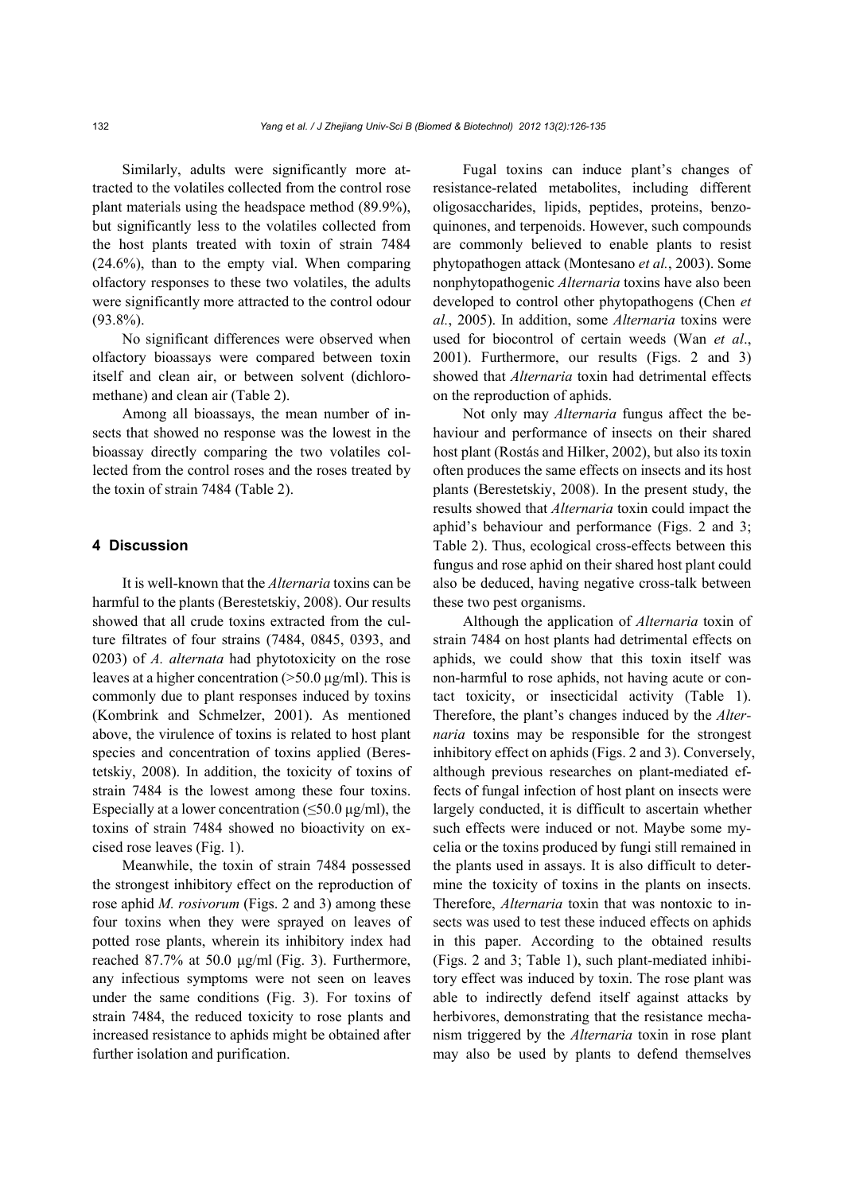Similarly, adults were significantly more attracted to the volatiles collected from the control rose plant materials using the headspace method (89.9%), but significantly less to the volatiles collected from the host plants treated with toxin of strain 7484 (24.6%), than to the empty vial. When comparing olfactory responses to these two volatiles, the adults were significantly more attracted to the control odour (93.8%).

No significant differences were observed when olfactory bioassays were compared between toxin itself and clean air, or between solvent (dichloromethane) and clean air (Table 2).

Among all bioassays, the mean number of insects that showed no response was the lowest in the bioassay directly comparing the two volatiles collected from the control roses and the roses treated by the toxin of strain 7484 (Table 2).

## 4 Discussion

It is well-known that the *Alternaria* toxins can be harmful to the plants (Berestetskiy, 2008). Our results showed that all crude toxins extracted from the culture filtrates of four strains (7484, 0845, 0393, and 0203) of *A. alternata* had phytotoxicity on the rose leaves at a higher concentration (>50.0 μg/ml). This is commonly due to plant responses induced by toxins (Kombrink and Schmelzer, 2001). As mentioned above, the virulence of toxins is related to host plant species and concentration of toxins applied (Berestetskiy, 2008). In addition, the toxicity of toxins of strain 7484 is the lowest among these four toxins. Especially at a lower concentration (≤50.0 μg/ml), the toxins of strain 7484 showed no bioactivity on excised rose leaves (Fig. 1).

Meanwhile, the toxin of strain 7484 possessed the strongest inhibitory effect on the reproduction of rose aphid *M. rosivorum* (Figs. 2 and 3) among these four toxins when they were sprayed on leaves of potted rose plants, wherein its inhibitory index had reached 87.7% at 50.0 μg/ml (Fig. 3). Furthermore, any infectious symptoms were not seen on leaves under the same conditions (Fig. 3). For toxins of strain 7484, the reduced toxicity to rose plants and increased resistance to aphids might be obtained after further isolation and purification.

Fugal toxins can induce plant's changes of resistance-related metabolites, including different oligosaccharides, lipids, peptides, proteins, benzoquinones, and terpenoids. However, such compounds are commonly believed to enable plants to resist phytopathogen attack (Montesano *et al.*, 2003). Some nonphytopathogenic *Alternaria* toxins have also been developed to control other phytopathogens (Chen *et al.*, 2005). In addition, some *Alternaria* toxins were used for biocontrol of certain weeds (Wan *et al*., 2001). Furthermore, our results (Figs. 2 and 3) showed that *Alternaria* toxin had detrimental effects on the reproduction of aphids.

Not only may *Alternaria* fungus affect the behaviour and performance of insects on their shared host plant (Rostás and Hilker, 2002), but also its toxin often produces the same effects on insects and its host plants (Berestetskiy, 2008). In the present study, the results showed that *Alternaria* toxin could impact the aphid's behaviour and performance (Figs. 2 and 3; Table 2). Thus, ecological cross-effects between this fungus and rose aphid on their shared host plant could also be deduced, having negative cross-talk between these two pest organisms.

Although the application of *Alternaria* toxin of strain 7484 on host plants had detrimental effects on aphids, we could show that this toxin itself was non-harmful to rose aphids, not having acute or contact toxicity, or insecticidal activity (Table 1). Therefore, the plant's changes induced by the *Alternaria* toxins may be responsible for the strongest inhibitory effect on aphids (Figs. 2 and 3). Conversely, although previous researches on plant-mediated effects of fungal infection of host plant on insects were largely conducted, it is difficult to ascertain whether such effects were induced or not. Maybe some mycelia or the toxins produced by fungi still remained in the plants used in assays. It is also difficult to determine the toxicity of toxins in the plants on insects. Therefore, *Alternaria* toxin that was nontoxic to insects was used to test these induced effects on aphids in this paper. According to the obtained results (Figs. 2 and 3; Table 1), such plant-mediated inhibitory effect was induced by toxin. The rose plant was able to indirectly defend itself against attacks by herbivores, demonstrating that the resistance mechanism triggered by the *Alternaria* toxin in rose plant may also be used by plants to defend themselves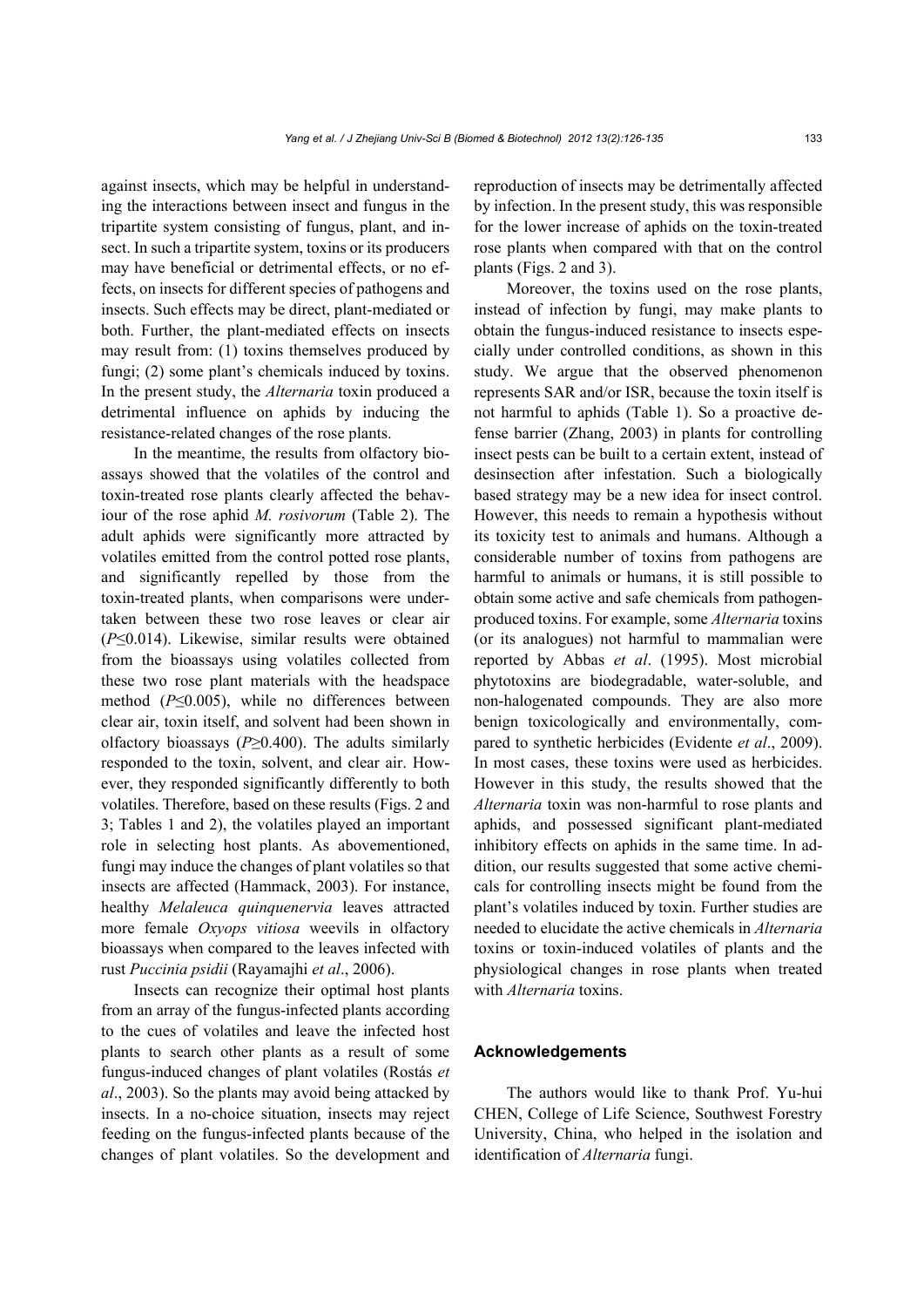against insects, which may be helpful in understanding the interactions between insect and fungus in the tripartite system consisting of fungus, plant, and insect. In such a tripartite system, toxins or its producers may have beneficial or detrimental effects, or no effects, on insects for different species of pathogens and insects. Such effects may be direct, plant-mediated or both. Further, the plant-mediated effects on insects may result from: (1) toxins themselves produced by fungi; (2) some plant's chemicals induced by toxins. In the present study, the *Alternaria* toxin produced a detrimental influence on aphids by inducing the resistance-related changes of the rose plants.

In the meantime, the results from olfactory bioassays showed that the volatiles of the control and toxin-treated rose plants clearly affected the behaviour of the rose aphid *M. rosivorum* (Table 2). The adult aphids were significantly more attracted by volatiles emitted from the control potted rose plants, and significantly repelled by those from the toxin-treated plants, when comparisons were undertaken between these two rose leaves or clear air ($P \leq 0.014$). Likewise, similar results were obtained from the bioassays using volatiles collected from these two rose plant materials with the headspace method ($P \leq 0.005$), while no differences between clear air, toxin itself, and solvent had been shown in olfactory bioassays ($P \geq 0.400$). The adults similarly responded to the toxin, solvent, and clear air. However, they responded significantly differently to both volatiles. Therefore, based on these results (Figs. 2 and 3; Tables 1 and 2), the volatiles played an important role in selecting host plants. As abovementioned, fungi may induce the changes of plant volatiles so that insects are affected (Hammack, 2003). For instance, healthy *Melaleuca quinquenervia* leaves attracted more female *Oxyops vitiosa* weevils in olfactory bioassays when compared to the leaves infected with rust *Puccinia psidii* (Rayamajhi *et al*., 2006).

Insects can recognize their optimal host plants from an array of the fungus-infected plants according to the cues of volatiles and leave the infected host plants to search other plants as a result of some fungus-induced changes of plant volatiles (Rostás *et al*., 2003). So the plants may avoid being attacked by insects. In a no-choice situation, insects may reject feeding on the fungus-infected plants because of the changes of plant volatiles. So the development and reproduction of insects may be detrimentally affected by infection. In the present study, this was responsible for the lower increase of aphids on the toxin-treated rose plants when compared with that on the control plants (Figs. 2 and 3).

Moreover, the toxins used on the rose plants, instead of infection by fungi, may make plants to obtain the fungus-induced resistance to insects especially under controlled conditions, as shown in this study. We argue that the observed phenomenon represents SAR and/or ISR, because the toxin itself is not harmful to aphids (Table 1). So a proactive defense barrier (Zhang, 2003) in plants for controlling insect pests can be built to a certain extent, instead of desinsection after infestation. Such a biologically based strategy may be a new idea for insect control. However, this needs to remain a hypothesis without its toxicity test to animals and humans. Although a considerable number of toxins from pathogens are harmful to animals or humans, it is still possible to obtain some active and safe chemicals from pathogen-produced toxins. For example, some *Alternaria* toxins (or its analogues) not harmful to mammalian were reported by Abbas *et al*. (1995). Most microbial phytotoxins are biodegradable, water-soluble, and non-halogenated compounds. They are also more benign toxicologically and environmentally, compared to synthetic herbicides (Evidente *et al*., 2009). In most cases, these toxins were used as herbicides. However in this study, the results showed that the *Alternaria* toxin was non-harmful to rose plants and aphids, and possessed significant plant-mediated inhibitory effects on aphids in the same time. In addition, our results suggested that some active chemicals for controlling insects might be found from the plant's volatiles induced by toxin. Further studies are needed to elucidate the active chemicals in *Alternaria* toxins or toxin-induced volatiles of plants and the physiological changes in rose plants when treated with *Alternaria* toxins.

## Acknowledgements

The authors would like to thank Prof. Yu-hui CHEN, College of Life Science, Southwest Forestry University, China, who helped in the isolation and identification of *Alternaria* fungi.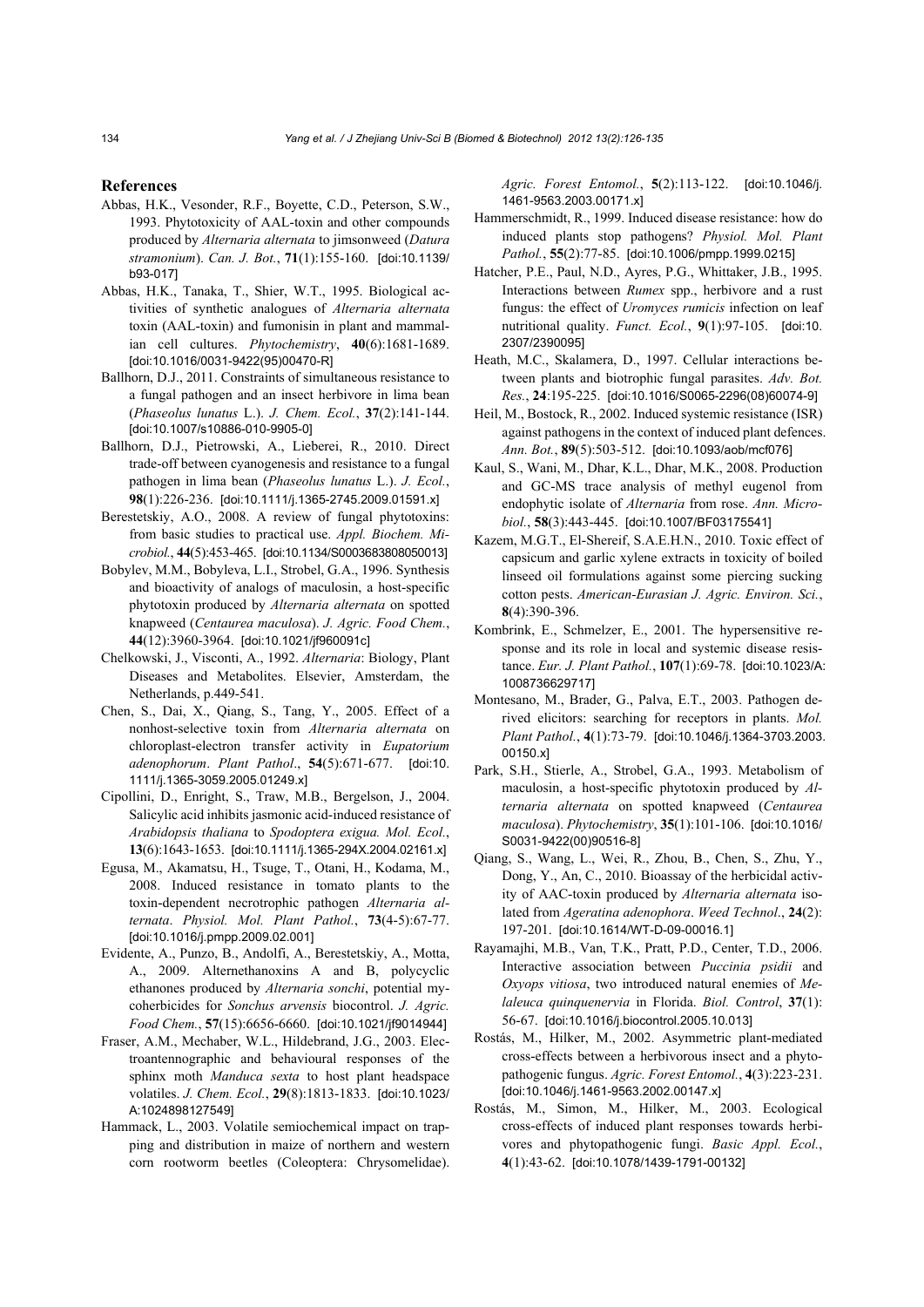## References

Abbas, H.K., Vesonder, R.F., Boyette, C.D., Peterson, S.W., 1993. Phytotoxicity of AAL-toxin and other compounds produced by *Alternaria alternata* to jimsonweed (*Datura stramonium*). *Can. J. Bot.*, **71**(1):155-160. [doi:10.1139/b93-017]

Abbas, H.K., Tanaka, T., Shier, W.T., 1995. Biological activities of synthetic analogues of *Alternaria alternata* toxin (AAL-toxin) and fumonisin in plant and mammalian cell cultures. *Phytochemistry*, **40**(6):1681-1689. [doi:10.1016/0031-9422(95)00470-R]

Ballhorn, D.J., 2011. Constraints of simultaneous resistance to a fungal pathogen and an insect herbivore in lima bean (*Phaseolus lunatus* L.). *J. Chem. Ecol.*, **37**(2):141-144. [doi:10.1007/s10886-010-9905-0]

Ballhorn, D.J., Pietrowski, A., Lieberei, R., 2010. Direct trade-off between cyanogenesis and resistance to a fungal pathogen in lima bean (*Phaseolus lunatus* L.). *J. Ecol.*, **98**(1):226-236. [doi:10.1111/j.1365-2745.2009.01591.x]

Berestetskiy, A.O., 2008. A review of fungal phytotoxins: from basic studies to practical use. *Appl. Biochem. Microbiol.*, **44**(5):453-465. [doi:10.1134/S0003683808050013]

Bobylev, M.M., Bobyleva, L.I., Strobel, G.A., 1996. Synthesis and bioactivity of analogs of maculosin, a host-specific phytotoxin produced by *Alternaria alternata* on spotted knapweed (*Centaurea maculosa*). *J. Agric. Food Chem.*, **44**(12):3960-3964. [doi:10.1021/jf960091c]

Chelkowski, J., Visconti, A., 1992. *Alternaria*: Biology, Plant Diseases and Metabolites. Elsevier, Amsterdam, the Netherlands, p.449-541.

Chen, S., Dai, X., Qiang, S., Tang, Y., 2005. Effect of a nonhost-selective toxin from *Alternaria alternata* on chloroplast-electron transfer activity in *Eupatorium adenophorum*. *Plant Pathol*., **54**(5):671-677. [doi:10.1111/j.1365-3059.2005.01249.x]

Cipollini, D., Enright, S., Traw, M.B., Bergelson, J., 2004. Salicylic acid inhibits jasmonic acid-induced resistance of *Arabidopsis thaliana* to *Spodoptera exigua. Mol. Ecol.*, **13**(6):1643-1653. [doi:10.1111/j.1365-294X.2004.02161.x]

Egusa, M., Akamatsu, H., Tsuge, T., Otani, H., Kodama, M., 2008. Induced resistance in tomato plants to the toxin-dependent necrotrophic pathogen *Alternaria alternata*. *Physiol. Mol. Plant Pathol.*, **73**(4-5):67-77. [doi:10.1016/j.pmpp.2009.02.001]

Evidente, A., Punzo, B., Andolfi, A., Berestetskiy, A., Motta, A., 2009. Alternethanoxins A and B, polycyclic ethanones produced by *Alternaria sonchi*, potential mycoherbicides for *Sonchus arvensis* biocontrol. *J. Agric. Food Chem.*, **57**(15):6656-6660. [doi:10.1021/jf9014944]

Fraser, A.M., Mechaber, W.L., Hildebrand, J.G., 2003. Electroantennographic and behavioural responses of the sphinx moth *Manduca sexta* to host plant headspace volatiles. *J. Chem. Ecol.*, **29**(8):1813-1833. [doi:10.1023/A:1024898127549]

Hammack, L., 2003. Volatile semiochemical impact on trapping and distribution in maize of northern and western corn rootworm beetles (Coleoptera: Chrysomelidae). *Agric. Forest Entomol.*, **5**(2):113-122. [doi:10.1046/j.1461-9563.2003.00171.x]

Hammerschmidt, R., 1999. Induced disease resistance: how do induced plants stop pathogens? *Physiol. Mol. Plant Pathol.*, **55**(2):77-85. [doi:10.1006/pmpp.1999.0215]

Hatcher, P.E., Paul, N.D., Ayres, P.G., Whittaker, J.B., 1995. Interactions between *Rumex* spp., herbivore and a rust fungus: the effect of *Uromyces rumicis* infection on leaf nutritional quality. *Funct. Ecol.*, **9**(1):97-105. [doi:10.2307/2390095]

Heath, M.C., Skalamera, D., 1997. Cellular interactions between plants and biotrophic fungal parasites. *Adv. Bot. Res.*, **24**:195-225. [doi:10.1016/S0065-2296(08)60074-9]

Heil, M., Bostock, R., 2002. Induced systemic resistance (ISR) against pathogens in the context of induced plant defences. *Ann. Bot.*, **89**(5):503-512. [doi:10.1093/aob/mcf076]

Kaul, S., Wani, M., Dhar, K.L., Dhar, M.K., 2008. Production and GC-MS trace analysis of methyl eugenol from endophytic isolate of *Alternaria* from rose. *Ann. Microbiol.*, **58**(3):443-445. [doi:10.1007/BF03175541]

Kazem, M.G.T., El-Shereif, S.A.E.H.N., 2010. Toxic effect of capsicum and garlic xylene extracts in toxicity of boiled linseed oil formulations against some piercing sucking cotton pests. *American-Eurasian J. Agric. Environ. Sci.*, **8**(4):390-396.

Kombrink, E., Schmelzer, E., 2001. The hypersensitive response and its role in local and systemic disease resistance. *Eur. J. Plant Pathol.*, **107**(1):69-78. [doi:10.1023/A:1008736629717]

Montesano, M., Brader, G., Palva, E.T., 2003. Pathogen derived elicitors: searching for receptors in plants. *Mol. Plant Pathol.*, **4**(1):73-79. [doi:10.1046/j.1364-3703.2003.00150.x]

Park, S.H., Stierle, A., Strobel, G.A., 1993. Metabolism of maculosin, a host-specific phytotoxin produced by *Alternaria alternata* on spotted knapweed (*Centaurea maculosa*). *Phytochemistry*, **35**(1):101-106. [doi:10.1016/S0031-9422(00)90516-8]

Qiang, S., Wang, L., Wei, R., Zhou, B., Chen, S., Zhu, Y., Dong, Y., An, C., 2010. Bioassay of the herbicidal activity of AAC-toxin produced by *Alternaria alternata* isolated from *Ageratina adenophora*. *Weed Technol*., **24**(2):197-201. [doi:10.1614/WT-D-09-00016.1]

Rayamajhi, M.B., Van, T.K., Pratt, P.D., Center, T.D., 2006. Interactive association between *Puccinia psidii* and *Oxyops vitiosa*, two introduced natural enemies of *Melaleuca quinquenervia* in Florida. *Biol. Control*, **37**(1):56-67. [doi:10.1016/j.biocontrol.2005.10.013]

Rostás, M., Hilker, M., 2002. Asymmetric plant-mediated cross-effects between a herbivorous insect and a phytopathogenic fungus. *Agric. Forest Entomol.*, **4**(3):223-231. [doi:10.1046/j.1461-9563.2002.00147.x]

Rostás, M., Simon, M., Hilker, M., 2003. Ecological cross-effects of induced plant responses towards herbivores and phytopathogenic fungi. *Basic Appl. Ecol.*, **4**(1):43-62. [doi:10.1078/1439-1791-00132]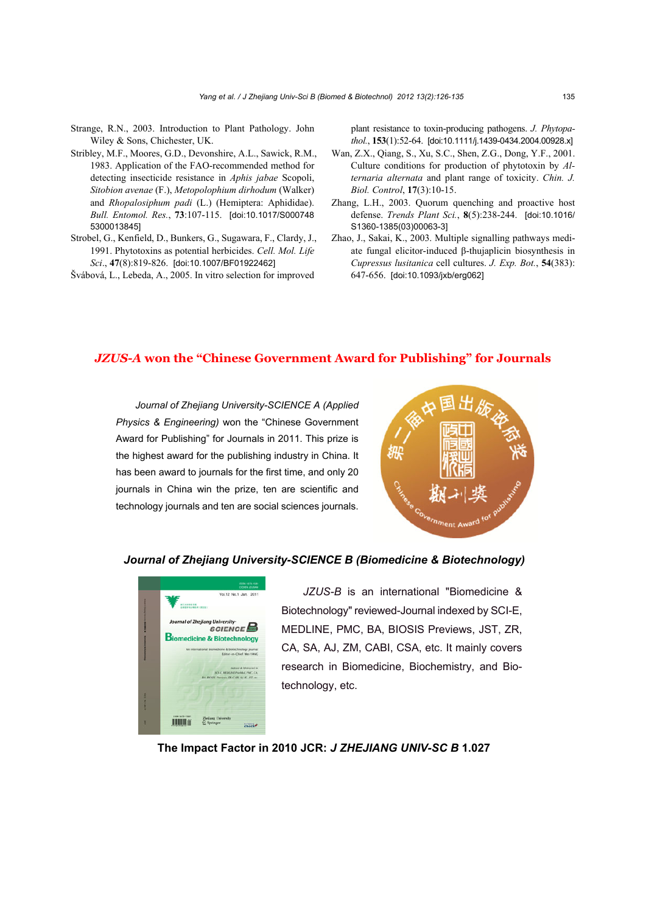Strange, R.N., 2003. Introduction to Plant Pathology. John Wiley & Sons, Chichester, UK.

Stribley, M.F., Moores, G.D., Devonshire, A.L., Sawick, R.M., 1983. Application of the FAO-recommended method for detecting insecticide resistance in *Aphis jabae* Scopoli, *Sitobion avenae* (F.), *Metopolophium dirhodum* (Walker) and *Rhopalosiphum padi* (L.) (Hemiptera: Aphididae). *Bull. Entomol. Res.*, **73**:107-115. [doi:10.1017/S0007485300013845]

Strobel, G., Kenfield, D., Bunkers, G., Sugawara, F., Clardy, J., 1991. Phytotoxins as potential herbicides. *Cell. Mol. Life Sci*., **47**(8):819-826. [doi:10.1007/BF01922462]

Švábová, L., Lebeda, A., 2005. In vitro selection for improved plant resistance to toxin-producing pathogens. *J. Phytopathol.*, **153**(1):52-64. [doi:10.1111/j.1439-0434.2004.00928.x]

Wan, Z.X., Qiang, S., Xu, S.C., Shen, Z.G., Dong, Y.F., 2001. Culture conditions for production of phytotoxin by *Alternaria alternata* and plant range of toxicity. *Chin. J. Biol. Control*, **17**(3):10-15.

Zhang, L.H., 2003. Quorum quenching and proactive host defense. *Trends Plant Sci.*, **8**(5):238-244. [doi:10.1016/S1360-1385(03)00063-3]

Zhao, J., Sakai, K., 2003. Multiple signalling pathways mediate fungal elicitor-induced β-thujaplicin biosynthesis in *Cupressus lusitanica* cell cultures. *J. Exp. Bot.*, **54**(383): 647-656. [doi:10.1093/jxb/erg062]

## *JZUS-A* won the "Chinese Government Award for Publishing" for Journals

*Journal of Zhejiang University-SCIENCE A (Applied Physics & Engineering)* won the "Chinese Government Award for Publishing" for Journals in 2011. This prize is the highest award for the publishing industry in China. It has been award to journals for the first time, and only 20 journals in China win the prize, ten are scientific and technology journals and ten are social sciences journals.

## *Journal of Zhejiang University-SCIENCE B (Biomedicine & Biotechnology)*

*JZUS-B* is an international "Biomedicine & Biotechnology" reviewed-Journal indexed by SCI-E, MEDLINE, PMC, BA, BIOSIS Previews, JST, ZR, CA, SA, AJ, ZM, CABI, CSA, etc. It mainly covers research in Biomedicine, Biochemistry, and Biotechnology, etc.

**The Impact Factor in 2010 JCR: *J ZHEJIANG UNIV-SC B* 1.027**